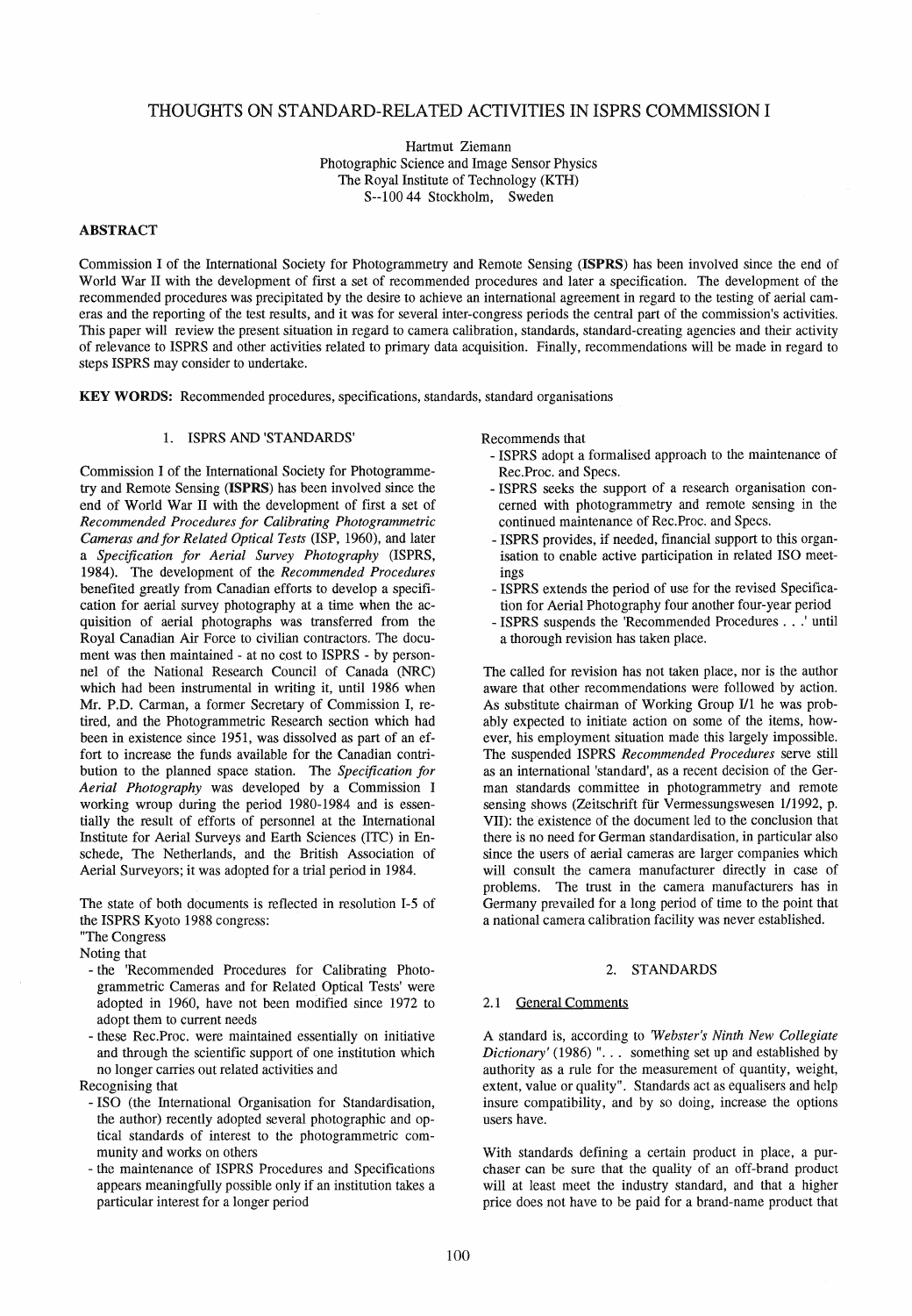# THOUGHTS ON STANDARD-RELATED ACTIVITIES IN ISPRS COMMISSION I

Hartmut Ziemann
Photographic Science and Image Sensor Physics
The Royal Institute of Technology (KTH)
S--100 44 Stockholm, Sweden

## ABSTRACT

Commission I of the International Society for Photogrammetry and Remote Sensing (**ISPRS**) has been involved since the end of World War II with the development of first a set of recommended procedures and later a specification. The development of the recommended procedures was precipitated by the desire to achieve an international agreement in regard to the testing of aerial cameras and the reporting of the test results, and it was for several inter-congress periods the central part of the commission's activities. This paper will review the present situation in regard to camera calibration, standards, standard-creating agencies and their activity of relevance to ISPRS and other activities related to primary data acquisition. Finally, recommendations will be made in regard to steps ISPRS may consider to undertake.

**KEY WORDS:** Recommended procedures, specifications, standards, standard organisations

## 1. ISPRS AND 'STANDARDS'

Commission I of the International Society for Photogrammetry and Remote Sensing (**ISPRS**) has been involved since the end of World War II with the development of first a set of *Recommended Procedures for Calibrating Photogrammetric Cameras and for Related Optical Tests* (ISP, 1960), and later a *Specification for Aerial Survey Photography* (ISPRS, 1984). The development of the *Recommended Procedures* benefited greatly from Canadian efforts to develop a specification for aerial survey photography at a time when the acquisition of aerial photographs was transferred from the Royal Canadian Air Force to civilian contractors. The document was then maintained - at no cost to ISPRS - by personnel of the National Research Council of Canada (NRC) which had been instrumental in writing it, until 1986 when Mr. P.D. Carman, a former Secretary of Commission I, retired, and the Photogrammetric Research section which had been in existence since 1951, was dissolved as part of an effort to increase the funds available for the Canadian contribution to the planned space station. The *Specification for Aerial Photography* was developed by a Commission I working wroup during the period 1980-1984 and is essentially the result of efforts of personnel at the International Institute for Aerial Surveys and Earth Sciences (ITC) in Enschede, The Netherlands, and the British Association of Aerial Surveyors; it was adopted for a trial period in 1984.

The state of both documents is reflected in resolution I-5 of the ISPRS Kyoto 1988 congress:

"The Congress

Noting that

- the 'Recommended Procedures for Calibrating Photogrammetric Cameras and for Related Optical Tests' were adopted in 1960, have not been modified since 1972 to adopt them to current needs
- these Rec.Proc. were maintained essentially on initiative and through the scientific support of one institution which no longer carries out related activities and

Recognising that

- ISO (the International Organisation for Standardisation, the author) recently adopted several photographic and optical standards of interest to the photogrammetric community and works on others
- the maintenance of ISPRS Procedures and Specifications appears meaningfully possible only if an institution takes a particular interest for a longer period

Recommends that

- ISPRS adopt a formalised approach to the maintenance of Rec.Proc. and Specs.
- ISPRS seeks the support of a research organisation concerned with photogrammetry and remote sensing in the continued maintenance of Rec.Proc. and Specs.
- ISPRS provides, if needed, financial support to this organisation to enable active participation in related ISO meetings
- ISPRS extends the period of use for the revised Specification for Aerial Photography four another four-year period
- ISPRS suspends the 'Recommended Procedures . . .' until a thorough revision has taken place.

The called for revision has not taken place, nor is the author aware that other recommendations were followed by action. As substitute chairman of Working Group I/1 he was probably expected to initiate action on some of the items, however, his employment situation made this largely impossible. The suspended ISPRS *Recommended Procedures* serve still as an international 'standard', as a recent decision of the German standards committee in photogrammetry and remote sensing shows (Zeitschrift für Vermessungswesen 1/1992, p. VII): the existence of the document led to the conclusion that there is no need for German standardisation, in particular also since the users of aerial cameras are larger companies which will consult the camera manufacturer directly in case of problems. The trust in the camera manufacturers has in Germany prevailed for a long period of time to the point that a national camera calibration facility was never established.

## 2. STANDARDS

### 2.1 General Comments

A standard is, according to *'Webster's Ninth New Collegiate Dictionary'* (1986) ". . . something set up and established by authority as a rule for the measurement of quantity, weight, extent, value or quality". Standards act as equalisers and help insure compatibility, and by so doing, increase the options users have.

With standards defining a certain product in place, a purchaser can be sure that the quality of an off-brand product will at least meet the industry standard, and that a higher price does not have to be paid for a brand-name product that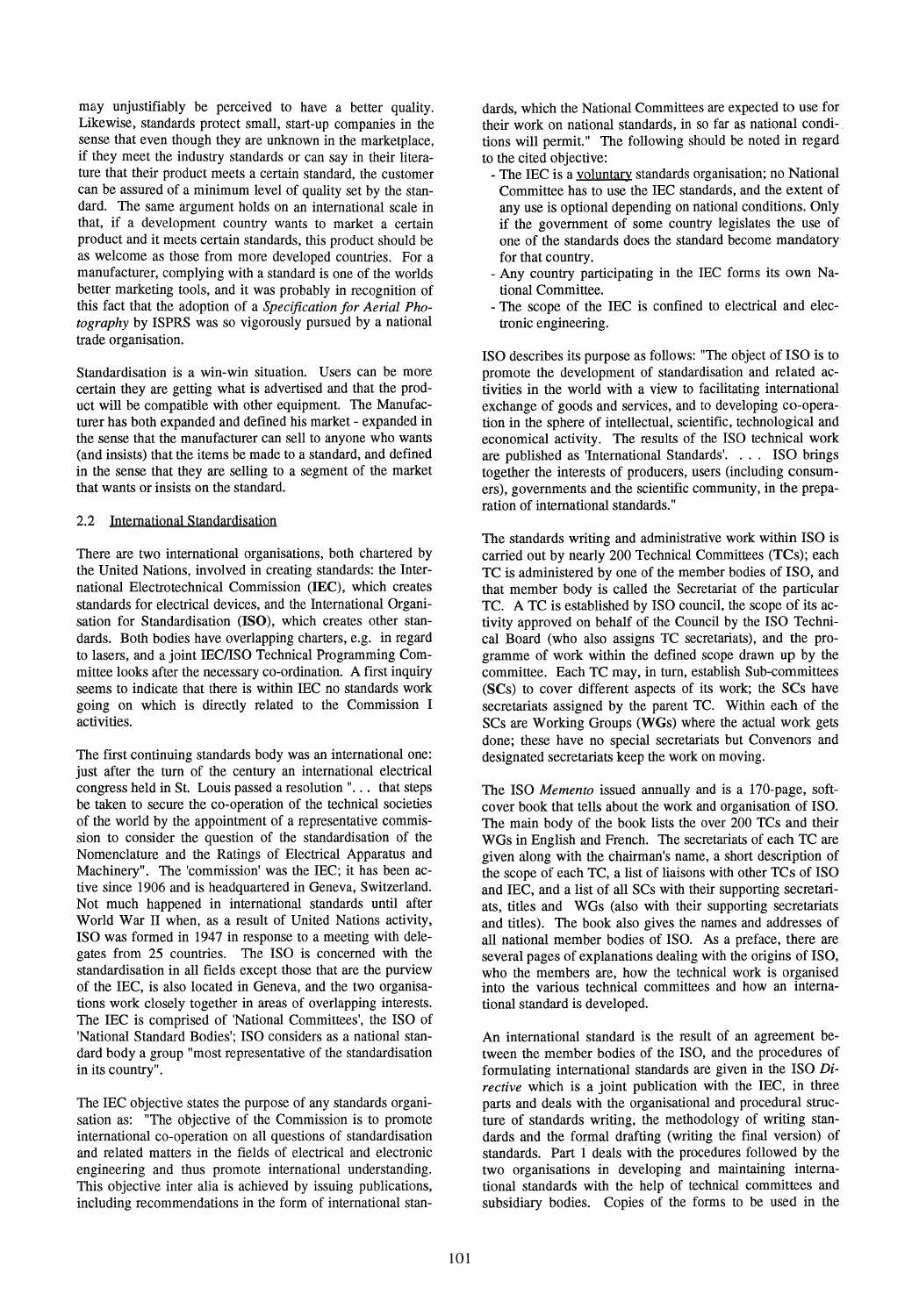may unjustifiably be perceived to have a better quality. Likewise, standards protect small, start-up companies in the sense that even though they are unknown in the marketplace, if they meet the industry standards or can say in their literature that their product meets a certain standard, the customer can be assured of a minimum level of quality set by the standard. The same argument holds on an international scale in that, if a development country wants to market a certain product and it meets certain standards, this product should be as welcome as those from more developed countries. For a manufacturer, complying with a standard is one of the worlds better marketing tools, and it was probably in recognition of this fact that the adoption of a *Specification for Aerial Photography* by ISPRS was so vigorously pursued by a national trade organisation.

Standardisation is a win-win situation. Users can be more certain they are getting what is advertised and that the product will be compatible with other equipment. The Manufacturer has both expanded and defined his market - expanded in the sense that the manufacturer can sell to anyone who wants (and insists) that the items be made to a standard, and defined in the sense that they are selling to a segment of the market that wants or insists on the standard.

### 2.2 International Standardisation

There are two international organisations, both chartered by the United Nations, involved in creating standards: the International Electrotechnical Commission (**IEC**), which creates standards for electrical devices, and the International Organisation for Standardisation (**ISO**), which creates other standards. Both bodies have overlapping charters, e.g. in regard to lasers, and a joint IEC/ISO Technical Programming Committee looks after the necessary co-ordination. A first inquiry seems to indicate that there is within IEC no standards work going on which is directly related to the Commission I activities.

The first continuing standards body was an international one: just after the turn of the century an international electrical congress held in St. Louis passed a resolution ". . . that steps be taken to secure the co-operation of the technical societies of the world by the appointment of a representative commission to consider the question of the standardisation of the Nomenclature and the Ratings of Electrical Apparatus and Machinery". The 'commission' was the IEC; it has been active since 1906 and is headquartered in Geneva, Switzerland. Not much happened in international standards until after World War II when, as a result of United Nations activity, ISO was formed in 1947 in response to a meeting with delegates from 25 countries. The ISO is concerned with the standardisation in all fields except those that are the purview of the IEC, is also located in Geneva, and the two organisations work closely together in areas of overlapping interests. The IEC is comprised of 'National Committees', the ISO of 'National Standard Bodies'; ISO considers as a national standard body a group "most representative of the standardisation in its country".

The IEC objective states the purpose of any standards organisation as: "The objective of the Commission is to promote international co-operation on all questions of standardisation and related matters in the fields of electrical and electronic engineering and thus promote international understanding. This objective inter alia is achieved by issuing publications, including recommendations in the form of international standards, which the National Committees are expected to use for their work on national standards, in so far as national conditions will permit." The following should be noted in regard to the cited objective:

- The IEC is a voluntary standards organisation; no National Committee has to use the IEC standards, and the extent of any use is optional depending on national conditions. Only if the government of some country legislates the use of one of the standards does the standard become mandatory for that country.
- Any country participating in the IEC forms its own National Committee.
- The scope of the IEC is confined to electrical and electronic engineering.

ISO describes its purpose as follows: "The object of ISO is to promote the development of standardisation and related activities in the world with a view to facilitating international exchange of goods and services, and to developing co-operation in the sphere of intellectual, scientific, technological and economical activity. The results of the ISO technical work are published as 'International Standards'. . . . ISO brings together the interests of producers, users (including consumers), governments and the scientific community, in the preparation of international standards."

The standards writing and administrative work within ISO is carried out by nearly 200 Technical Committees (**TC**s); each TC is administered by one of the member bodies of ISO, and that member body is called the Secretariat of the particular TC. A TC is established by ISO council, the scope of its activity approved on behalf of the Council by the ISO Technical Board (who also assigns TC secretariats), and the programme of work within the defined scope drawn up by the committee. Each TC may, in turn, establish Sub-committees (**SC**s) to cover different aspects of its work; the SCs have secretariats assigned by the parent TC. Within each of the SCs are Working Groups (**WG**s) where the actual work gets done; these have no special secretariats but Convenors and designated secretariats keep the work on moving.

The ISO *Memento* issued annually and is a 170-page, softcover book that tells about the work and organisation of ISO. The main body of the book lists the over 200 TCs and their WGs in English and French. The secretariats of each TC are given along with the chairman's name, a short description of the scope of each TC, a list of liaisons with other TCs of ISO and IEC, and a list of all SCs with their supporting secretariats, titles and WGs (also with their supporting secretariats and titles). The book also gives the names and addresses of all national member bodies of ISO. As a preface, there are several pages of explanations dealing with the origins of ISO, who the members are, how the technical work is organised into the various technical committees and how an international standard is developed.

An international standard is the result of an agreement between the member bodies of the ISO, and the procedures of formulating international standards are given in the ISO *Directive* which is a joint publication with the IEC, in three parts and deals with the organisational and procedural structure of standards writing, the methodology of writing standards and the formal drafting (writing the final version) of standards. Part 1 deals with the procedures followed by the two organisations in developing and maintaining international standards with the help of technical committees and subsidiary bodies. Copies of the forms to be used in the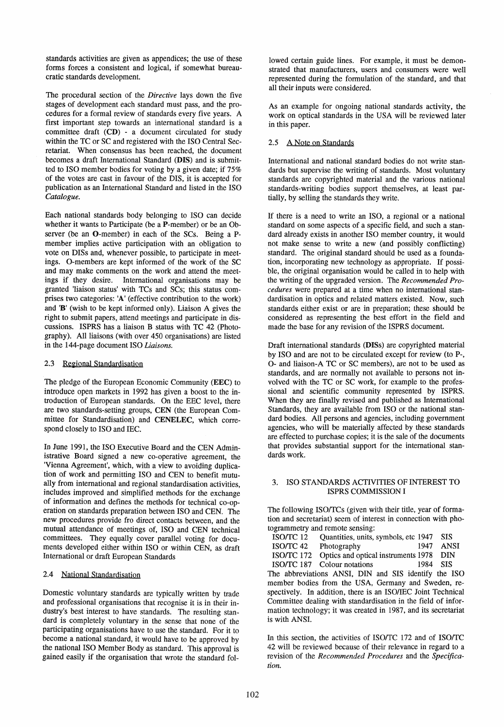standards activities are given as appendices; the use of these forms forces a consistent and logical, if somewhat bureaucratic standards development.

The procedural section of the *Directive* lays down the five stages of development each standard must pass, and the procedures for a formal review of standards every five years. A first important step towards an international standard is a committee draft (**CD**) - a document circulated for study within the TC or SC and registered with the ISO Central Secretariat. When consensus has been reached, the document becomes a draft International Standard (**DIS**) and is submitted to ISO member bodies for voting by a given date; if 75% of the votes are cast in favour of the DIS, it is accepted for publication as an International Standard and listed in the ISO *Catalogue*.

Each national standards body belonging to ISO can decide whether it wants to Participate (be a **P**-member) or be an Observer (be an **O**-member) in each of the SCs. Being a P-member implies active participation with an obligation to vote on DISs and, whenever possible, to participate in meetings. O-members are kept informed of the work of the SC and may make comments on the work and attend the meetings if they desire. International organisations may be granted 'liaison status' with TCs and SCs; this status comprises two categories: '**A**' (effective contribution to the work) and '**B**' (wish to be kept informed only). Liaison A gives the right to submit papers, attend meetings and participate in discussions. ISPRS has a liaison B status with TC 42 (Photography). All liaisons (with over 450 organisations) are listed in the 144-page document ISO *Liaisons*.

### 2.3 Regional Standardisation

The pledge of the European Economic Community (**EEC**) to introduce open markets in 1992 has given a boost to the introduction of European standards. On the EEC level, there are two standards-setting groups, **CEN** (the European Committee for Standardisation) and **CENELEC**, which correspond closely to ISO and IEC.

In June 1991, the ISO Executive Board and the CEN Administrative Board signed a new co-operative agreement, the 'Vienna Agreement', which, with a view to avoiding duplication of work and permitting ISO and CEN to benefit mutually from international and regional standardisation activities, includes improved and simplified methods for the exchange of information and defines the methods for technical co-operation on standards preparation between ISO and CEN. The new procedures provide fro direct contacts between, and the mutual attendance of meetings of, ISO and CEN technical committees. They equally cover parallel voting for documents developed either within ISO or within CEN, as draft International or draft European Standards

### 2.4 National Standardisation

Domestic voluntary standards are typically written by trade and professional organisations that recognise it is in their industry's best interest to have standards. The resulting standard is completely voluntary in the sense that none of the participating organisations have to use the standard. For it to become a national standard, it would have to be approved by the national ISO Member Body as standard. This approval is gained easily if the organisation that wrote the standard followed certain guide lines. For example, it must be demonstrated that manufacturers, users and consumers were well represented during the formulation of the standard, and that all their inputs were considered.

As an example for ongoing national standards activity, the work on optical standards in the USA will be reviewed later in this paper.

### 2.5 A Note on Standards

International and national standard bodies do not write standards but supervise the writing of standards. Most voluntary standards are copyrighted material and the various national standards-writing bodies support themselves, at least partially, by selling the standards they write.

If there is a need to write an ISO, a regional or a national standard on some aspects of a specific field, and such a standard already exists in another ISO member country, it would not make sense to write a new (and possibly conflicting) standard. The original standard should be used as a foundation, incorporating new technology as appropriate. If possible, the original organisation would be called in to help with the writing of the upgraded version. The *Recommended Procedures* were prepared at a time when no international standardisation in optics and related matters existed. Now, such standards either exist or are in preparation; these should be considered as representing the best effort in the field and made the base for any revision of the ISPRS document.

Draft international standards (**DISs**) are copyrighted material by ISO and are not to be circulated except for review (to P-, O- and liaison-A TC or SC members), are not to be used as standards, and are normally not available to persons not involved with the TC or SC work, for example to the professional and scientific community represented by ISPRS. When they are finally revised and published as International Standards, they are available from ISO or the national standard bodies. All persons and agencies, including government agencies, who will be materially affected by these standards are effected to purchase copies; it is the sale of the documents that provides substantial support for the international standards work.

## 3. ISO STANDARDS ACTIVITIES OF INTEREST TO ISPRS COMMISSION I

The following ISO/TCs (given with their title, year of formation and secretariat) seem of interest in connection with photogrammetry and remote sensing:

| | | | |
|---|---|---|---|
| ISO/TC 12 | Quantities, units, symbols, etc | 1947 | SIS |
| ISO/TC 42 | Photography | 1947 | ANSI |
| ISO/TC 172 | Optics and optical instruments | 1978 | DIN |
| ISO/TC 187 | Colour notations | 1984 | SIS |

The abbreviations ANSI, DIN and SIS identify the ISO member bodies from the USA, Germany and Sweden, respectively. In addition, there is an ISO/IEC Joint Technical Committee dealing with standardisation in the field of information technology; it was created in 1987, and its secretariat is with ANSI.

In this section, the activities of ISO/TC 172 and of ISO/TC 42 will be reviewed because of their relevance in regard to a revision of the *Recommended Procedures* and the *Specification.*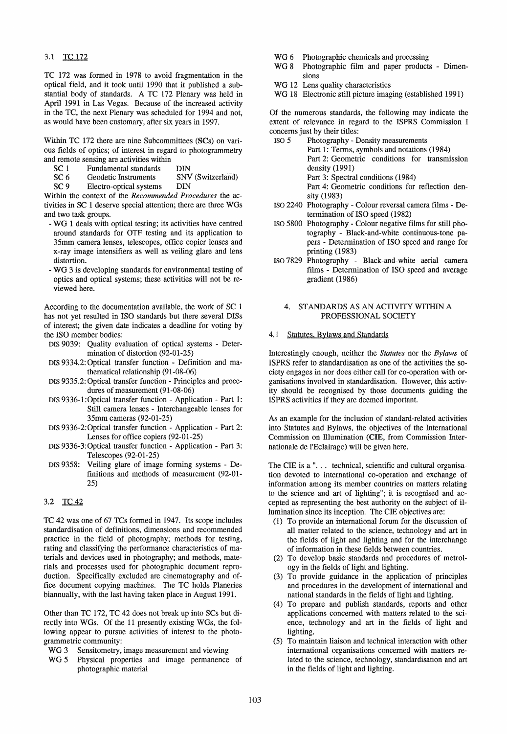### 3.1 TC 172

TC 172 was formed in 1978 to avoid fragmentation in the optical field, and it took until 1990 that it published a substantial body of standards. A TC 172 Plenary was held in April 1991 in Las Vegas. Because of the increased activity in the TC, the next Plenary was scheduled for 1994 and not, as would have been customary, after six years in 1997.

Within TC 172 there are nine Subcommittees (**SCs**) on various fields of optics; of interest in regard to photogrammetry and remote sensing are activities within

| | | |
|---|---|---|
| SC 1 | Fundamental standards | DIN |
| SC 6 | Geodetic Instruments | SNV (Switzerland) |
| SC 9 | Electro-optical systems | DIN |

Within the context of the *Recommended Procedures* the activities in SC 1 deserve special attention; there are three WGs and two task groups.

- WG 1 deals with optical testing; its activities have centred around standards for OTF testing and its application to 35mm camera lenses, telescopes, office copier lenses and x-ray image intensifiers as well as veiling glare and lens distortion.
- WG 3 is developing standards for environmental testing of optics and optical systems; these activities will not be reviewed here.

According to the documentation available, the work of SC 1 has not yet resulted in ISO standards but there several DISs of interest; the given date indicates a deadline for voting by the ISO member bodies:

- DIS 9039: Quality evaluation of optical systems - Determination of distortion (92-01-25)
- DIS 9334.2: Optical transfer function - Definition and mathematical relationship (91-08-06)
- DIS 9335.2: Optical transfer function - Principles and procedures of measurement (91-08-06)
- DIS 9336-1: Optical transfer function - Application - Part 1: Still camera lenses - Interchangeable lenses for 35mm cameras (92-01-25)
- DIS 9336-2: Optical transfer function - Application - Part 2: Lenses for office copiers (92-01-25)
- DIS 9336-3: Optical transfer function - Application - Part 3: Telescopes (92-01-25)
- DIS 9358: Veiling glare of image forming systems - Definitions and methods of measurement (92-01-25)

### 3.2 TC 42

TC 42 was one of 67 TCs formed in 1947. Its scope includes standardisation of definitions, dimensions and recommended practice in the field of photography; methods for testing, rating and classifying the performance characteristics of materials and devices used in photography; and methods, materials and processes used for photographic document reproduction. Specifically excluded are cinematography and office document copying machines. The TC holds Planeries biannually, with the last having taken place in August 1991.

Other than TC 172, TC 42 does not break up into SCs but directly into WGs. Of the 11 presently existing WGs, the following appear to pursue activities of interest to the photogrammetric community:

- WG 3 Sensitometry, image measurement and viewing
- WG 5 Physical properties and image permanence of photographic material
- WG 6 Photographic chemicals and processing
- WG 8 Photographic film and paper products - Dimensions
- WG 12 Lens quality characteristics
- WG 18 Electronic still picture imaging (established 1991)

Of the numerous standards, the following may indicate the extent of relevance in regard to the ISPRS Commission I concerns just by their titles:

- ISO 5 Photography - Density measurements
  - Part 1: Terms, symbols and notations (1984)
  - Part 2: Geometric conditions for transmission density (1991)
  - Part 3: Spectral conditions (1984)
  - Part 4: Geometric conditions for reflection density (1983)
- ISO 2240 Photography - Colour reversal camera films - Determination of ISO speed (1982)
- ISO 5800 Photography - Colour negative films for still photography - Black-and-white continuous-tone papers - Determination of ISO speed and range for printing (1983)
- ISO 7829 Photography - Black-and-white aerial camera films - Determination of ISO speed and average gradient (1986)

## 4. STANDARDS AS AN ACTIVITY WITHIN A PROFESSIONAL SOCIETY

### 4.1 Statutes, Bylaws and Standards

Interestingly enough, neither the *Statutes* nor the *Bylaws* of ISPRS refer to standardisation as one of the activities the society engages in nor does either call for co-operation with organisations involved in standardisation. However, this activity should be recognised by those documents guiding the ISPRS activities if they are deemed important.

As an example for the inclusion of standard-related activities into Statutes and Bylaws, the objectives of the International Commission on Illumination (**CIE**, from Commission Internationale de l'Eclairage) will be given here.

The CIE is a ". . . technical, scientific and cultural organisation devoted to international co-operation and exchange of information among its member countries on matters relating to the science and art of lighting"; it is recognised and accepted as representing the best authority on the subject of illumination since its inception. The CIE objectives are:

(1) To provide an international forum for the discussion of all matter related to the science, technology and art in the fields of light and lighting and for the interchange of information in these fields between countries.
(2) To develop basic standards and procedures of metrology in the fields of light and lighting.
(3) To provide guidance in the application of principles and procedures in the development of international and national standards in the fields of light and lighting.
(4) To prepare and publish standards, reports and other applications concerned with matters related to the science, technology and art in the fields of light and lighting.
(5) To maintain liaison and technical interaction with other international organisations concerned with matters related to the science, technology, standardisation and art in the fields of light and lighting.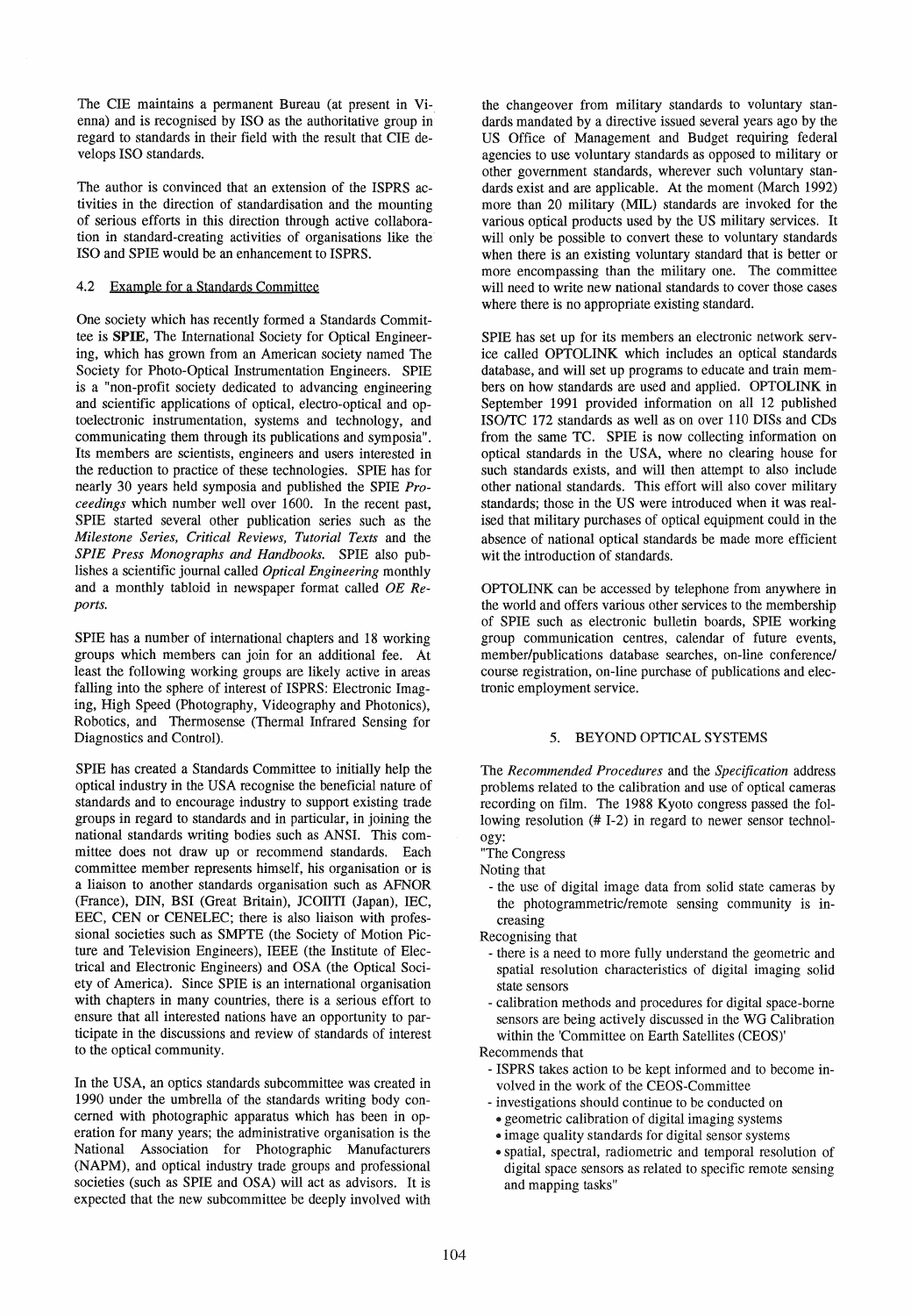The CIE maintains a permanent Bureau (at present in Vienna) and is recognised by ISO as the authoritative group in regard to standards in their field with the result that CIE develops ISO standards.

The author is convinced that an extension of the ISPRS activities in the direction of standardisation and the mounting of serious efforts in this direction through active collaboration in standard-creating activities of organisations like the ISO and SPIE would be an enhancement to ISPRS.

### 4.2 Example for a Standards Committee

One society which has recently formed a Standards Committee is **SPIE**, The International Society for Optical Engineering, which has grown from an American society named The Society for Photo-Optical Instrumentation Engineers. SPIE is a "non-profit society dedicated to advancing engineering and scientific applications of optical, electro-optical and optoelectronic instrumentation, systems and technology, and communicating them through its publications and symposia". Its members are scientists, engineers and users interested in the reduction to practice of these technologies. SPIE has for nearly 30 years held symposia and published the SPIE *Proceedings* which number well over 1600. In the recent past, SPIE started several other publication series such as the *Milestone Series, Critical Reviews, Tutorial Texts* and the *SPIE Press Monographs and Handbooks*. SPIE also publishes a scientific journal called *Optical Engineering* monthly and a monthly tabloid in newspaper format called *OE Reports*.

SPIE has a number of international chapters and 18 working groups which members can join for an additional fee. At least the following working groups are likely active in areas falling into the sphere of interest of ISPRS: Electronic Imaging, High Speed (Photography, Videography and Photonics), Robotics, and Thermosense (Thermal Infrared Sensing for Diagnostics and Control).

SPIE has created a Standards Committee to initially help the optical industry in the USA recognise the beneficial nature of standards and to encourage industry to support existing trade groups in regard to standards and in particular, in joining the national standards writing bodies such as ANSI. This committee does not draw up or recommend standards. Each committee member represents himself, his organisation or is a liaison to another standards organisation such as AFNOR (France), DIN, BSI (Great Britain), JCOIITI (Japan), IEC, EEC, CEN or CENELEC; there is also liaison with professional societies such as SMPTE (the Society of Motion Picture and Television Engineers), IEEE (the Institute of Electrical and Electronic Engineers) and OSA (the Optical Society of America). Since SPIE is an international organisation with chapters in many countries, there is a serious effort to ensure that all interested nations have an opportunity to participate in the discussions and review of standards of interest to the optical community.

In the USA, an optics standards subcommittee was created in 1990 under the umbrella of the standards writing body concerned with photographic apparatus which has been in operation for many years; the administrative organisation is the National Association for Photographic Manufacturers (NAPM), and optical industry trade groups and professional societies (such as SPIE and OSA) will act as advisors. It is expected that the new subcommittee be deeply involved with the changeover from military standards to voluntary standards mandated by a directive issued several years ago by the US Office of Management and Budget requiring federal agencies to use voluntary standards as opposed to military or other government standards, wherever such voluntary standards exist and are applicable. At the moment (March 1992) more than 20 military (MIL) standards are invoked for the various optical products used by the US military services. It will only be possible to convert these to voluntary standards when there is an existing voluntary standard that is better or more encompassing than the military one. The committee will need to write new national standards to cover those cases where there is no appropriate existing standard.

SPIE has set up for its members an electronic network service called OPTOLINK which includes an optical standards database, and will set up programs to educate and train members on how standards are used and applied. OPTOLINK in September 1991 provided information on all 12 published ISO/TC 172 standards as well as on over 110 DISs and CDs from the same TC. SPIE is now collecting information on optical standards in the USA, where no clearing house for such standards exists, and will then attempt to also include other national standards. This effort will also cover military standards; those in the US were introduced when it was realised that military purchases of optical equipment could in the absence of national optical standards be made more efficient wit the introduction of standards.

OPTOLINK can be accessed by telephone from anywhere in the world and offers various other services to the membership of SPIE such as electronic bulletin boards, SPIE working group communication centres, calendar of future events, member/publications database searches, on-line conference/course registration, on-line purchase of publications and electronic employment service.

## 5. BEYOND OPTICAL SYSTEMS

The *Recommended Procedures* and the *Specification* address problems related to the calibration and use of optical cameras recording on film. The 1988 Kyoto congress passed the following resolution (# I-2) in regard to newer sensor technology:

"The Congress

Noting that

- the use of digital image data from solid state cameras by the photogrammetric/remote sensing community is increasing

Recognising that

- there is a need to more fully understand the geometric and spatial resolution characteristics of digital imaging solid state sensors
- calibration methods and procedures for digital space-borne sensors are being actively discussed in the WG Calibration within the 'Committee on Earth Satellites (CEOS)'

Recommends that

- ISPRS takes action to be kept informed and to become involved in the work of the CEOS-Committee
- investigations should continue to be conducted on
  - geometric calibration of digital imaging systems
  - image quality standards for digital sensor systems
  - spatial, spectral, radiometric and temporal resolution of digital space sensors as related to specific remote sensing and mapping tasks"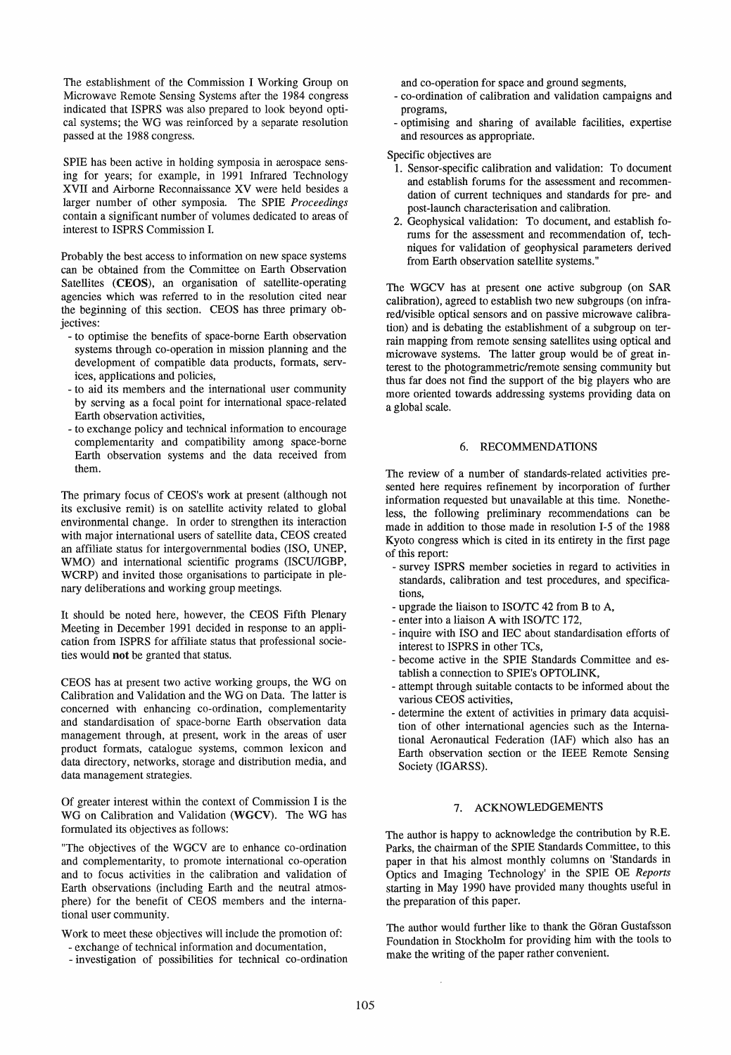The establishment of the Commission I Working Group on Microwave Remote Sensing Systems after the 1984 congress indicated that ISPRS was also prepared to look beyond optical systems; the WG was reinforced by a separate resolution passed at the 1988 congress.

SPIE has been active in holding symposia in aerospace sensing for years; for example, in 1991 Infrared Technology XVII and Airborne Reconnaissance XV were held besides a larger number of other symposia. The SPIE *Proceedings* contain a significant number of volumes dedicated to areas of interest to ISPRS Commission I.

Probably the best access to information on new space systems can be obtained from the Committee on Earth Observation Satellites (**CEOS**), an organisation of satellite-operating agencies which was referred to in the resolution cited near the beginning of this section. CEOS has three primary objectives:

- to optimise the benefits of space-borne Earth observation systems through co-operation in mission planning and the development of compatible data products, formats, services, applications and policies,
- to aid its members and the international user community by serving as a focal point for international space-related Earth observation activities,
- to exchange policy and technical information to encourage complementarity and compatibility among space-borne Earth observation systems and the data received from them.

The primary focus of CEOS's work at present (although not its exclusive remit) is on satellite activity related to global environmental change. In order to strengthen its interaction with major international users of satellite data, CEOS created an affiliate status for intergovernmental bodies (ISO, UNEP, WMO) and international scientific programs (ISCU/IGBP, WCRP) and invited those organisations to participate in plenary deliberations and working group meetings.

It should be noted here, however, the CEOS Fifth Plenary Meeting in December 1991 decided in response to an application from ISPRS for affiliate status that professional societies would **not** be granted that status.

CEOS has at present two active working groups, the WG on Calibration and Validation and the WG on Data. The latter is concerned with enhancing co-ordination, complementarity and standardisation of space-borne Earth observation data management through, at present, work in the areas of user product formats, catalogue systems, common lexicon and data directory, networks, storage and distribution media, and data management strategies.

Of greater interest within the context of Commission I is the WG on Calibration and Validation (**WGCV**). The WG has formulated its objectives as follows:

"The objectives of the WGCV are to enhance co-ordination and complementarity, to promote international co-operation and to focus activities in the calibration and validation of Earth observations (including Earth and the neutral atmosphere) for the benefit of CEOS members and the international user community.

Work to meet these objectives will include the promotion of:

- exchange of technical information and documentation,
- investigation of possibilities for technical co-ordination and co-operation for space and ground segments,
- co-ordination of calibration and validation campaigns and programs,
- optimising and sharing of available facilities, expertise and resources as appropriate.

Specific objectives are

1. Sensor-specific calibration and validation: To document and establish forums for the assessment and recommendation of current techniques and standards for pre- and post-launch characterisation and calibration.
2. Geophysical validation: To document, and establish forums for the assessment and recommendation of, techniques for validation of geophysical parameters derived from Earth observation satellite systems."

The WGCV has at present one active subgroup (on SAR calibration), agreed to establish two new subgroups (on infrared/visible optical sensors and on passive microwave calibration) and is debating the establishment of a subgroup on terrain mapping from remote sensing satellites using optical and microwave systems. The latter group would be of great interest to the photogrammetric/remote sensing community but thus far does not find the support of the big players who are more oriented towards addressing systems providing data on a global scale.

## 6. RECOMMENDATIONS

The review of a number of standards-related activities presented here requires refinement by incorporation of further information requested but unavailable at this time. Nonetheless, the following preliminary recommendations can be made in addition to those made in resolution I-5 of the 1988 Kyoto congress which is cited in its entirety in the first page of this report:

- survey ISPRS member societies in regard to activities in standards, calibration and test procedures, and specifications,
- upgrade the liaison to ISO/TC 42 from B to A,
- enter into a liaison A with ISO/TC 172,
- inquire with ISO and IEC about standardisation efforts of interest to ISPRS in other TCs,
- become active in the SPIE Standards Committee and establish a connection to SPIE's OPTOLINK,
- attempt through suitable contacts to be informed about the various CEOS activities,
- determine the extent of activities in primary data acquisition of other international agencies such as the International Aeronautical Federation (IAF) which also has an Earth observation section or the IEEE Remote Sensing Society (IGARSS).

## 7. ACKNOWLEDGEMENTS

The author is happy to acknowledge the contribution by R.E. Parks, the chairman of the SPIE Standards Committee, to this paper in that his almost monthly columns on 'Standards in Optics and Imaging Technology' in the SPIE OE *Reports* starting in May 1990 have provided many thoughts useful in the preparation of this paper.

The author would further like to thank the Göran Gustafsson Foundation in Stockholm for providing him with the tools to make the writing of the paper rather convenient.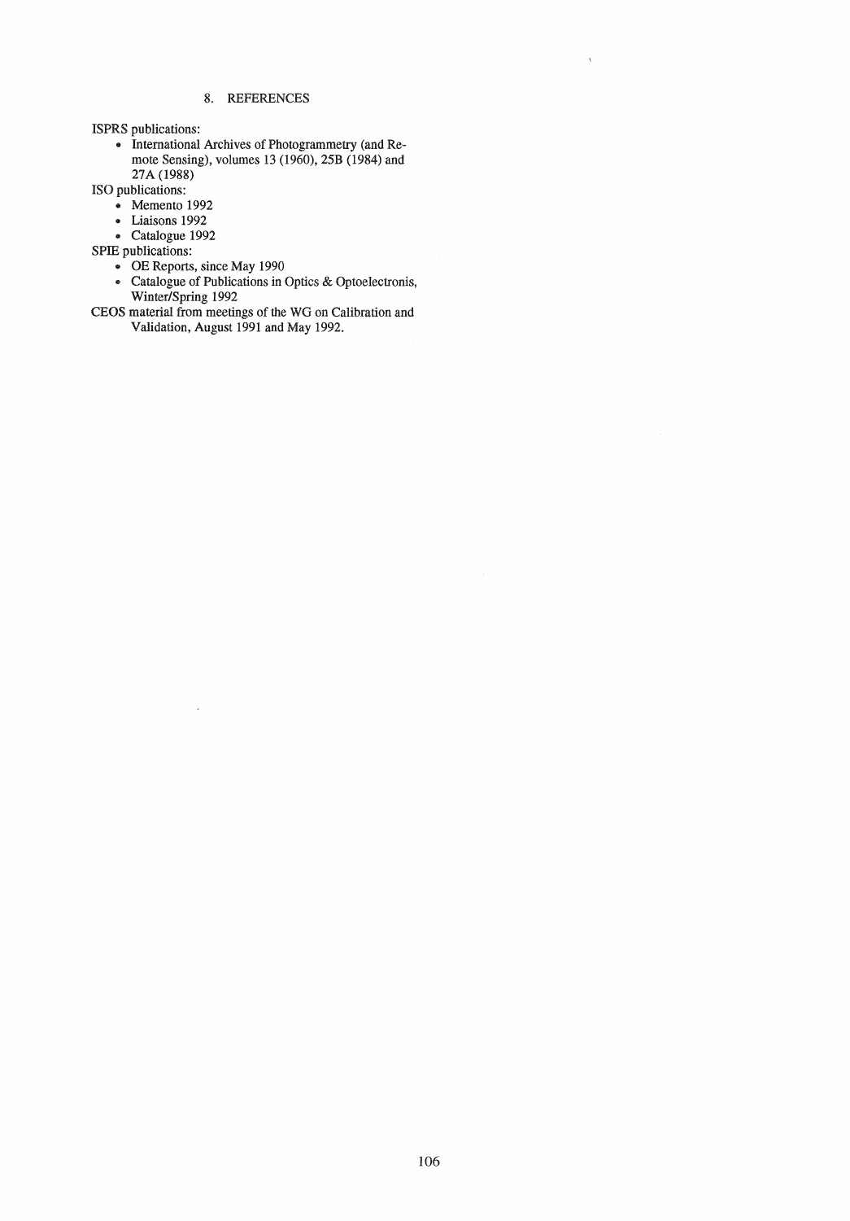## 8. REFERENCES

ISPRS publications:

- International Archives of Photogrammetry (and Remote Sensing), volumes 13 (1960), 25B (1984) and 27A (1988)

ISO publications:

- Memento 1992
- Liaisons 1992
- Catalogue 1992

SPIE publications:

- OE Reports, since May 1990
- Catalogue of Publications in Optics & Optoelectronis, Winter/Spring 1992

CEOS material from meetings of the WG on Calibration and Validation, August 1991 and May 1992.